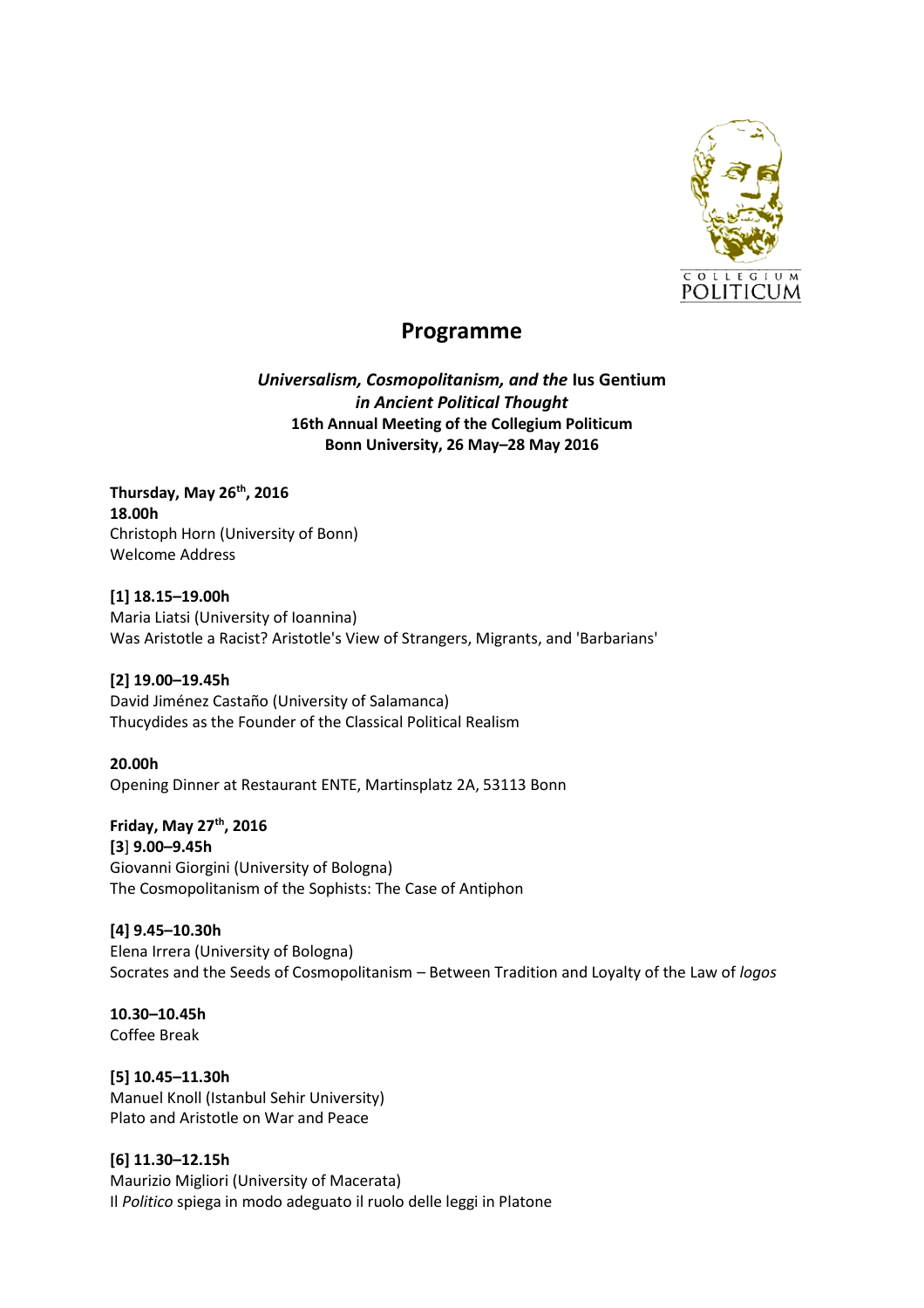# Programme

***Universalism, Cosmopolitanism, and the* Ius Gentium**
***in Ancient Political Thought***
**16th Annual Meeting of the Collegium Politicum**
**Bonn University, 26 May–28 May 2016**

**Thursday, May 26th, 2016**
**18.00h**
Christoph Horn (University of Bonn)
Welcome Address

**[1] 18.15–19.00h**
Maria Liatsi (University of Ioannina)
Was Aristotle a Racist? Aristotle's View of Strangers, Migrants, and 'Barbarians'

**[2] 19.00–19.45h**
David Jiménez Castaño (University of Salamanca)
Thucydides as the Founder of the Classical Political Realism

**20.00h**
Opening Dinner at Restaurant ENTE, Martinsplatz 2A, 53113 Bonn

**Friday, May 27th, 2016**
**[3] 9.00–9.45h**
Giovanni Giorgini (University of Bologna)
The Cosmopolitanism of the Sophists: The Case of Antiphon

**[4] 9.45–10.30h**
Elena Irrera (University of Bologna)
Socrates and the Seeds of Cosmopolitanism – Between Tradition and Loyalty of the Law of *logos*

**10.30–10.45h**
Coffee Break

**[5] 10.45–11.30h**
Manuel Knoll (Istanbul Sehir University)
Plato and Aristotle on War and Peace

**[6] 11.30–12.15h**
Maurizio Migliori (University of Macerata)
Il *Politico* spiega in modo adeguato il ruolo delle leggi in Platone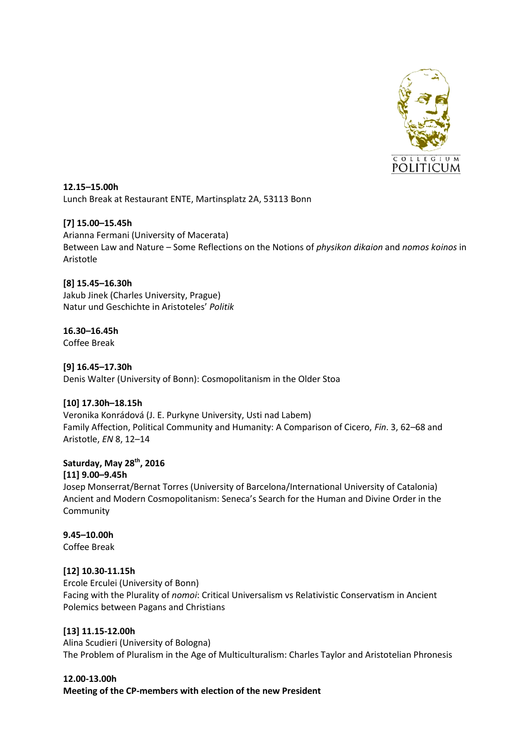**12.15–15.00h**
Lunch Break at Restaurant ENTE, Martinsplatz 2A, 53113 Bonn

**[7] 15.00–15.45h**
Arianna Fermani (University of Macerata)
Between Law and Nature – Some Reflections on the Notions of *physikon dikaion* and *nomos koinos* in Aristotle

**[8] 15.45–16.30h**
Jakub Jinek (Charles University, Prague)
Natur und Geschichte in Aristoteles' *Politik*

**16.30–16.45h**
Coffee Break

**[9] 16.45–17.30h**
Denis Walter (University of Bonn): Cosmopolitanism in the Older Stoa

**[10] 17.30h–18.15h**
Veronika Konrádová (J. E. Purkyne University, Usti nad Labem)
Family Affection, Political Community and Humanity: A Comparison of Cicero, *Fin*. 3, 62–68 and Aristotle, *EN* 8, 12–14

**Saturday, May 28th, 2016**
**[11] 9.00–9.45h**
Josep Monserrat/Bernat Torres (University of Barcelona/International University of Catalonia)
Ancient and Modern Cosmopolitanism: Seneca's Search for the Human and Divine Order in the Community

**9.45–10.00h**
Coffee Break

**[12] 10.30-11.15h**
Ercole Erculei (University of Bonn)
Facing with the Plurality of *nomoi*: Critical Universalism vs Relativistic Conservatism in Ancient Polemics between Pagans and Christians

**[13] 11.15-12.00h**
Alina Scudieri (University of Bologna)
The Problem of Pluralism in the Age of Multiculturalism: Charles Taylor and Aristotelian Phronesis

**12.00-13.00h**
**Meeting of the CP-members with election of the new President**